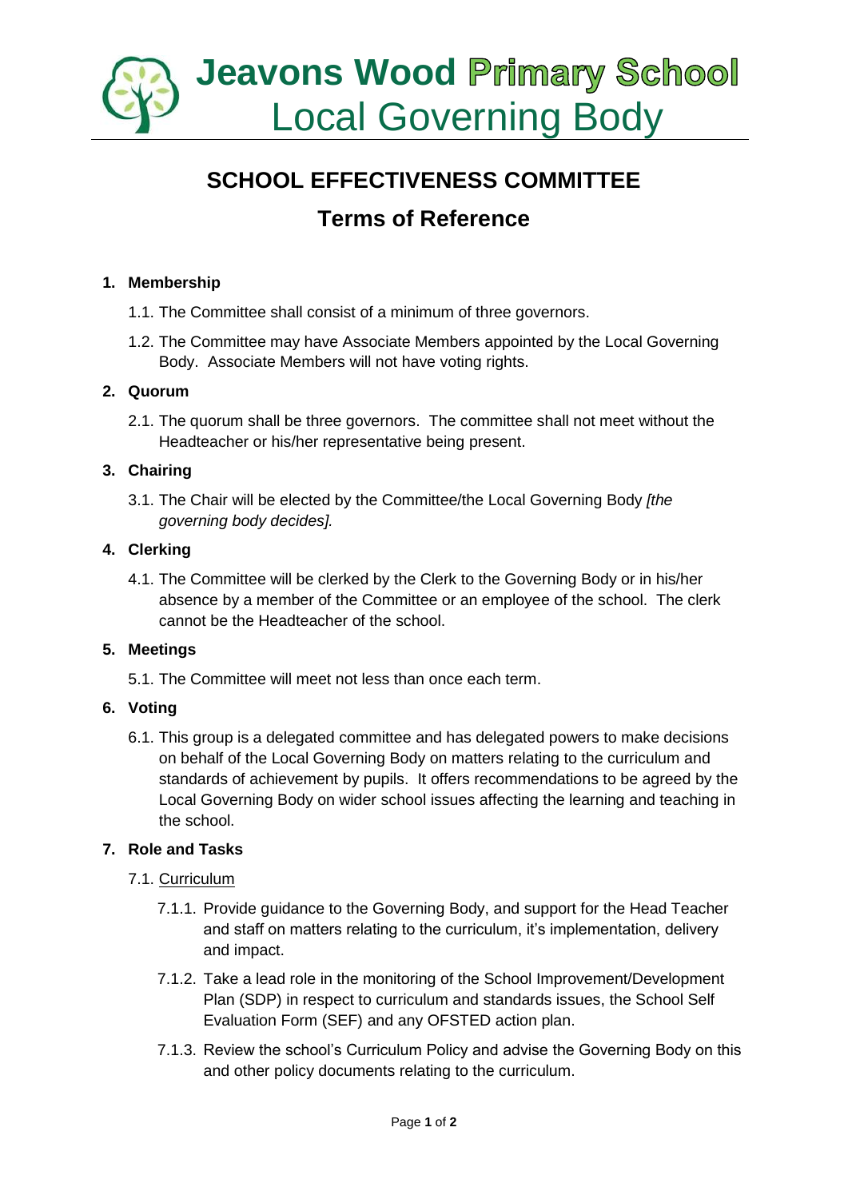# Jeavons Wood Primary School
## Local Governing Body

# SCHOOL EFFECTIVENESS COMMITTEE

## Terms of Reference

1. **Membership**
   - 1.1. The Committee shall consist of a minimum of three governors.
   - 1.2. The Committee may have Associate Members appointed by the Local Governing Body. Associate Members will not have voting rights.

2. **Quorum**
   - 2.1. The quorum shall be three governors. The committee shall not meet without the Headteacher or his/her representative being present.

3. **Chairing**
   - 3.1. The Chair will be elected by the Committee/the Local Governing Body *[the governing body decides].*

4. **Clerking**
   - 4.1. The Committee will be clerked by the Clerk to the Governing Body or in his/her absence by a member of the Committee or an employee of the school. The clerk cannot be the Headteacher of the school.

5. **Meetings**
   - 5.1. The Committee will meet not less than once each term.

6. **Voting**
   - 6.1. This group is a delegated committee and has delegated powers to make decisions on behalf of the Local Governing Body on matters relating to the curriculum and standards of achievement by pupils. It offers recommendations to be agreed by the Local Governing Body on wider school issues affecting the learning and teaching in the school.

7. **Role and Tasks**
   - 7.1. Curriculum
     - 7.1.1. Provide guidance to the Governing Body, and support for the Head Teacher and staff on matters relating to the curriculum, it's implementation, delivery and impact.
     - 7.1.2. Take a lead role in the monitoring of the School Improvement/Development Plan (SDP) in respect to curriculum and standards issues, the School Self Evaluation Form (SEF) and any OFSTED action plan.
     - 7.1.3. Review the school's Curriculum Policy and advise the Governing Body on this and other policy documents relating to the curriculum.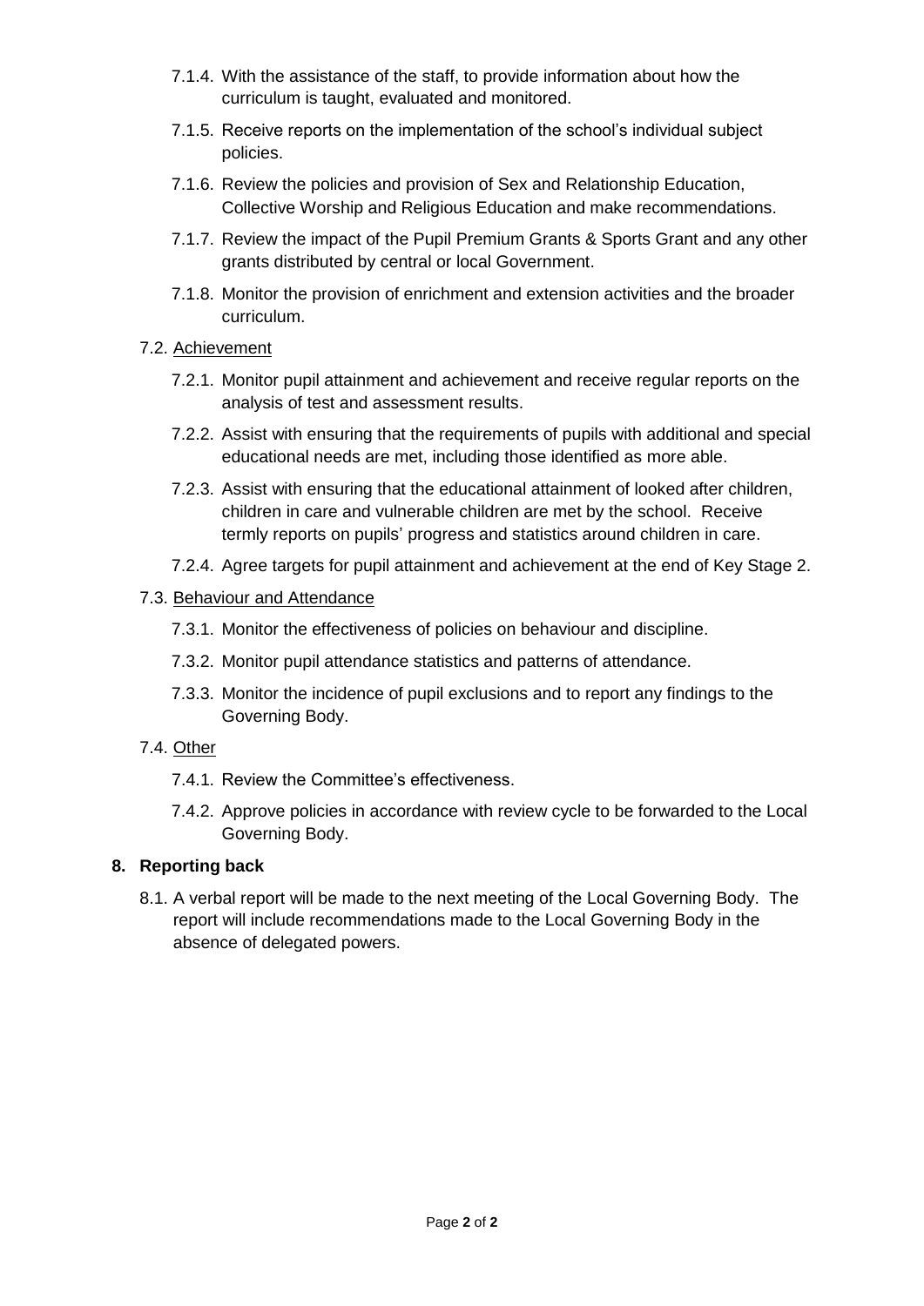7.1.4. With the assistance of the staff, to provide information about how the curriculum is taught, evaluated and monitored.

7.1.5. Receive reports on the implementation of the school's individual subject policies.

7.1.6. Review the policies and provision of Sex and Relationship Education, Collective Worship and Religious Education and make recommendations.

7.1.7. Review the impact of the Pupil Premium Grants & Sports Grant and any other grants distributed by central or local Government.

7.1.8. Monitor the provision of enrichment and extension activities and the broader curriculum.

7.2. <u>Achievement</u>

7.2.1. Monitor pupil attainment and achievement and receive regular reports on the analysis of test and assessment results.

7.2.2. Assist with ensuring that the requirements of pupils with additional and special educational needs are met, including those identified as more able.

7.2.3. Assist with ensuring that the educational attainment of looked after children, children in care and vulnerable children are met by the school. Receive termly reports on pupils' progress and statistics around children in care.

7.2.4. Agree targets for pupil attainment and achievement at the end of Key Stage 2.

7.3. <u>Behaviour and Attendance</u>

7.3.1. Monitor the effectiveness of policies on behaviour and discipline.

7.3.2. Monitor pupil attendance statistics and patterns of attendance.

7.3.3. Monitor the incidence of pupil exclusions and to report any findings to the Governing Body.

7.4. <u>Other</u>

7.4.1. Review the Committee's effectiveness.

7.4.2. Approve policies in accordance with review cycle to be forwarded to the Local Governing Body.

## 8. Reporting back

8.1. A verbal report will be made to the next meeting of the Local Governing Body. The report will include recommendations made to the Local Governing Body in the absence of delegated powers.